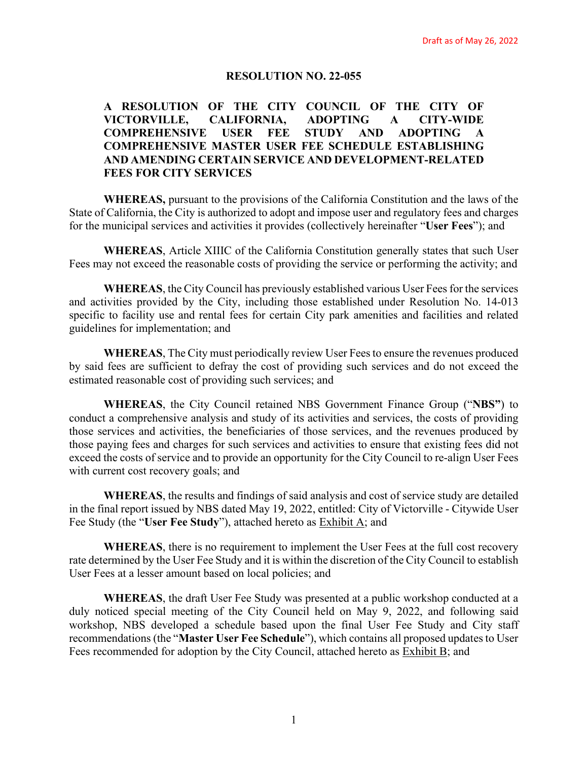Draft as of May 26, 2022

# RESOLUTION NO. 22-055

## A RESOLUTION OF THE CITY COUNCIL OF THE CITY OF VICTORVILLE, CALIFORNIA, ADOPTING A CITY-WIDE COMPREHENSIVE USER FEE STUDY AND ADOPTING A COMPREHENSIVE MASTER USER FEE SCHEDULE ESTABLISHING AND AMENDING CERTAIN SERVICE AND DEVELOPMENT-RELATED FEES FOR CITY SERVICES

**WHEREAS,** pursuant to the provisions of the California Constitution and the laws of the State of California, the City is authorized to adopt and impose user and regulatory fees and charges for the municipal services and activities it provides (collectively hereinafter "**User Fees**"); and

**WHEREAS**, Article XIIIC of the California Constitution generally states that such User Fees may not exceed the reasonable costs of providing the service or performing the activity; and

**WHEREAS**, the City Council has previously established various User Fees for the services and activities provided by the City, including those established under Resolution No. 14-013 specific to facility use and rental fees for certain City park amenities and facilities and related guidelines for implementation; and

**WHEREAS**, The City must periodically review User Fees to ensure the revenues produced by said fees are sufficient to defray the cost of providing such services and do not exceed the estimated reasonable cost of providing such services; and

**WHEREAS**, the City Council retained NBS Government Finance Group ("**NBS"**) to conduct a comprehensive analysis and study of its activities and services, the costs of providing those services and activities, the beneficiaries of those services, and the revenues produced by those paying fees and charges for such services and activities to ensure that existing fees did not exceed the costs of service and to provide an opportunity for the City Council to re-align User Fees with current cost recovery goals; and

**WHEREAS**, the results and findings of said analysis and cost of service study are detailed in the final report issued by NBS dated May 19, 2022, entitled: City of Victorville - Citywide User Fee Study (the "**User Fee Study**"), attached hereto as Exhibit A; and

**WHEREAS**, there is no requirement to implement the User Fees at the full cost recovery rate determined by the User Fee Study and it is within the discretion of the City Council to establish User Fees at a lesser amount based on local policies; and

**WHEREAS**, the draft User Fee Study was presented at a public workshop conducted at a duly noticed special meeting of the City Council held on May 9, 2022, and following said workshop, NBS developed a schedule based upon the final User Fee Study and City staff recommendations (the "**Master User Fee Schedule**"), which contains all proposed updates to User Fees recommended for adoption by the City Council, attached hereto as Exhibit B; and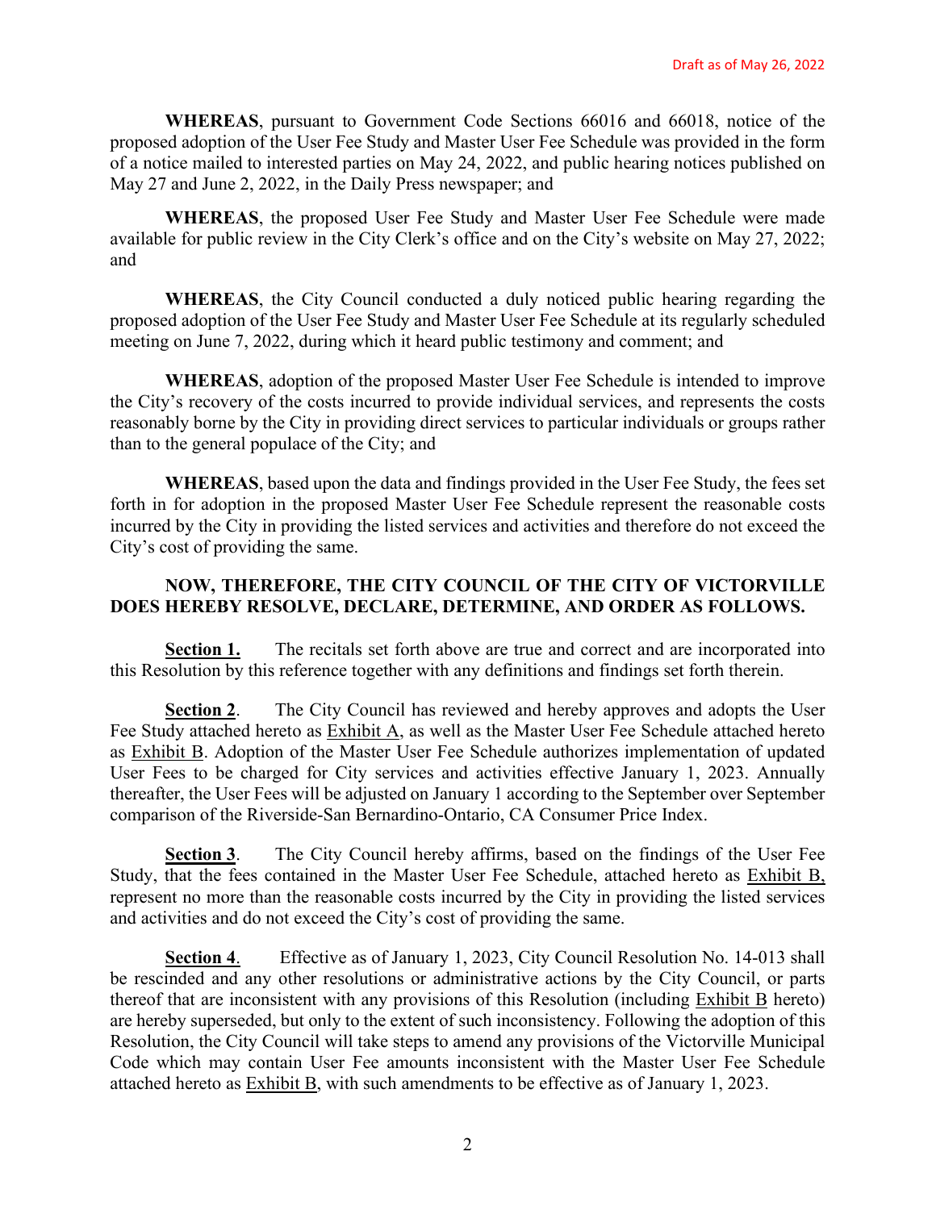Draft as of May 26, 2022

**WHEREAS**, pursuant to Government Code Sections 66016 and 66018, notice of the proposed adoption of the User Fee Study and Master User Fee Schedule was provided in the form of a notice mailed to interested parties on May 24, 2022, and public hearing notices published on May 27 and June 2, 2022, in the Daily Press newspaper; and

**WHEREAS**, the proposed User Fee Study and Master User Fee Schedule were made available for public review in the City Clerk's office and on the City's website on May 27, 2022; and

**WHEREAS**, the City Council conducted a duly noticed public hearing regarding the proposed adoption of the User Fee Study and Master User Fee Schedule at its regularly scheduled meeting on June 7, 2022, during which it heard public testimony and comment; and

**WHEREAS**, adoption of the proposed Master User Fee Schedule is intended to improve the City's recovery of the costs incurred to provide individual services, and represents the costs reasonably borne by the City in providing direct services to particular individuals or groups rather than to the general populace of the City; and

**WHEREAS**, based upon the data and findings provided in the User Fee Study, the fees set forth in for adoption in the proposed Master User Fee Schedule represent the reasonable costs incurred by the City in providing the listed services and activities and therefore do not exceed the City's cost of providing the same.

**NOW, THEREFORE, THE CITY COUNCIL OF THE CITY OF VICTORVILLE DOES HEREBY RESOLVE, DECLARE, DETERMINE, AND ORDER AS FOLLOWS.**

**Section 1.** The recitals set forth above are true and correct and are incorporated into this Resolution by this reference together with any definitions and findings set forth therein.

**Section 2**. The City Council has reviewed and hereby approves and adopts the User Fee Study attached hereto as Exhibit A, as well as the Master User Fee Schedule attached hereto as Exhibit B. Adoption of the Master User Fee Schedule authorizes implementation of updated User Fees to be charged for City services and activities effective January 1, 2023. Annually thereafter, the User Fees will be adjusted on January 1 according to the September over September comparison of the Riverside-San Bernardino-Ontario, CA Consumer Price Index.

**Section 3**. The City Council hereby affirms, based on the findings of the User Fee Study, that the fees contained in the Master User Fee Schedule, attached hereto as Exhibit B, represent no more than the reasonable costs incurred by the City in providing the listed services and activities and do not exceed the City's cost of providing the same.

**Section 4**. Effective as of January 1, 2023, City Council Resolution No. 14-013 shall be rescinded and any other resolutions or administrative actions by the City Council, or parts thereof that are inconsistent with any provisions of this Resolution (including Exhibit B hereto) are hereby superseded, but only to the extent of such inconsistency. Following the adoption of this Resolution, the City Council will take steps to amend any provisions of the Victorville Municipal Code which may contain User Fee amounts inconsistent with the Master User Fee Schedule attached hereto as Exhibit B, with such amendments to be effective as of January 1, 2023.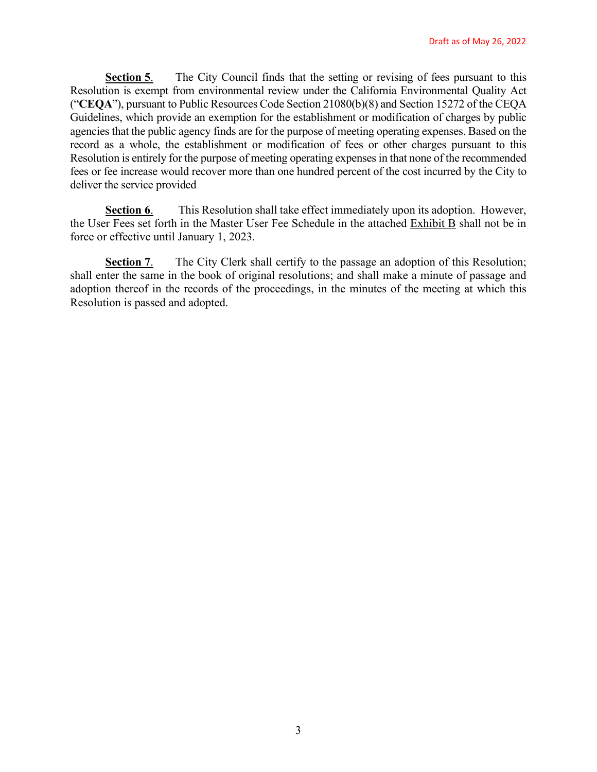**Section 5**. The City Council finds that the setting or revising of fees pursuant to this Resolution is exempt from environmental review under the California Environmental Quality Act ("**CEQA**"), pursuant to Public Resources Code Section 21080(b)(8) and Section 15272 of the CEQA Guidelines, which provide an exemption for the establishment or modification of charges by public agencies that the public agency finds are for the purpose of meeting operating expenses. Based on the record as a whole, the establishment or modification of fees or other charges pursuant to this Resolution is entirely for the purpose of meeting operating expenses in that none of the recommended fees or fee increase would recover more than one hundred percent of the cost incurred by the City to deliver the service provided

**Section 6**. This Resolution shall take effect immediately upon its adoption. However, the User Fees set forth in the Master User Fee Schedule in the attached Exhibit B shall not be in force or effective until January 1, 2023.

**Section 7**. The City Clerk shall certify to the passage an adoption of this Resolution; shall enter the same in the book of original resolutions; and shall make a minute of passage and adoption thereof in the records of the proceedings, in the minutes of the meeting at which this Resolution is passed and adopted.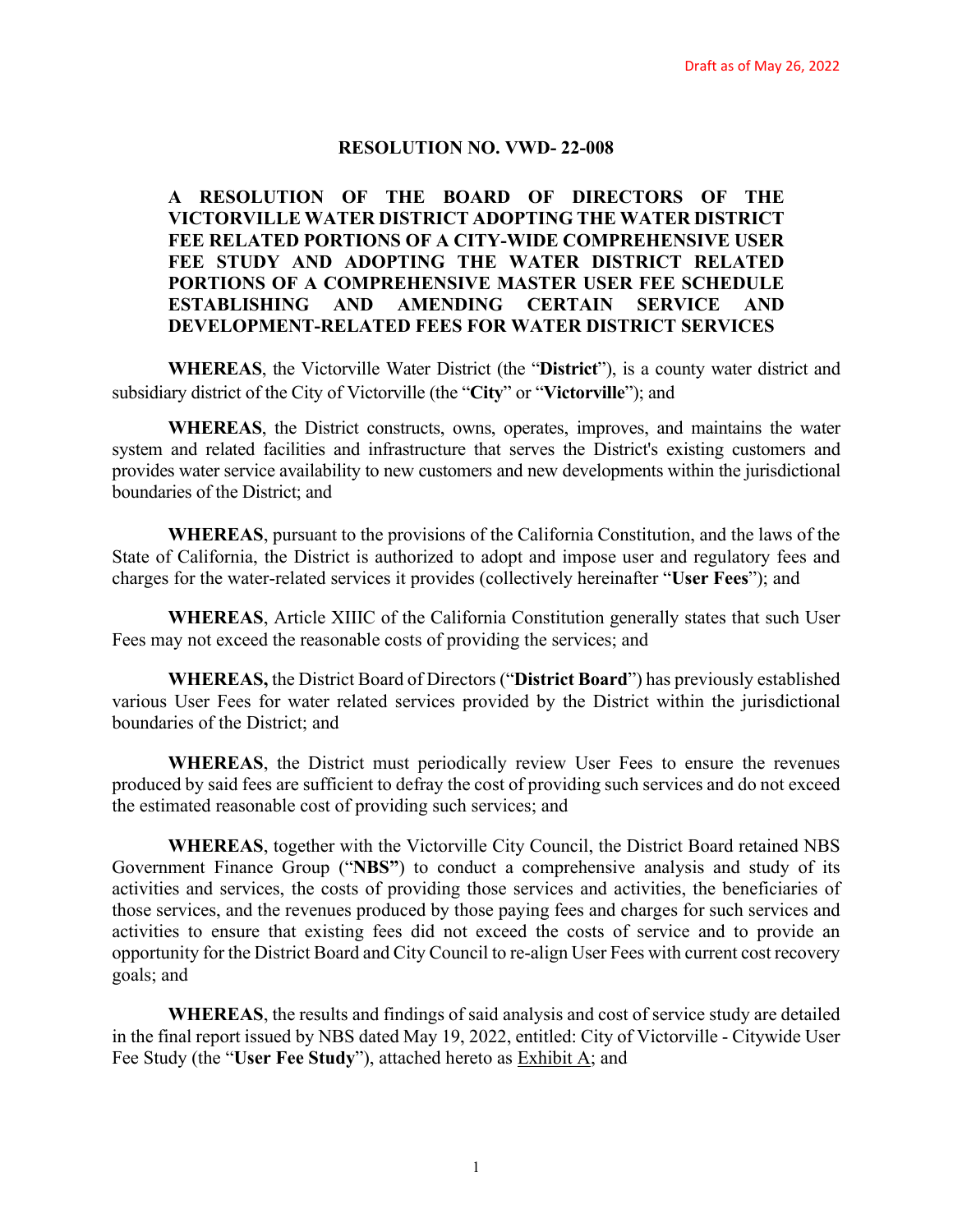Draft as of May 26, 2022

**RESOLUTION NO. VWD- 22-008**

**A RESOLUTION OF THE BOARD OF DIRECTORS OF THE VICTORVILLE WATER DISTRICT ADOPTING THE WATER DISTRICT FEE RELATED PORTIONS OF A CITY-WIDE COMPREHENSIVE USER FEE STUDY AND ADOPTING THE WATER DISTRICT RELATED PORTIONS OF A COMPREHENSIVE MASTER USER FEE SCHEDULE ESTABLISHING AND AMENDING CERTAIN SERVICE AND DEVELOPMENT-RELATED FEES FOR WATER DISTRICT SERVICES**

**WHEREAS**, the Victorville Water District (the "**District**"), is a county water district and subsidiary district of the City of Victorville (the "**City**" or "**Victorville**"); and

**WHEREAS**, the District constructs, owns, operates, improves, and maintains the water system and related facilities and infrastructure that serves the District's existing customers and provides water service availability to new customers and new developments within the jurisdictional boundaries of the District; and

**WHEREAS**, pursuant to the provisions of the California Constitution, and the laws of the State of California, the District is authorized to adopt and impose user and regulatory fees and charges for the water-related services it provides (collectively hereinafter "**User Fees**"); and

**WHEREAS**, Article XIIIC of the California Constitution generally states that such User Fees may not exceed the reasonable costs of providing the services; and

**WHEREAS,** the District Board of Directors ("**District Board**") has previously established various User Fees for water related services provided by the District within the jurisdictional boundaries of the District; and

**WHEREAS**, the District must periodically review User Fees to ensure the revenues produced by said fees are sufficient to defray the cost of providing such services and do not exceed the estimated reasonable cost of providing such services; and

**WHEREAS**, together with the Victorville City Council, the District Board retained NBS Government Finance Group ("**NBS"**) to conduct a comprehensive analysis and study of its activities and services, the costs of providing those services and activities, the beneficiaries of those services, and the revenues produced by those paying fees and charges for such services and activities to ensure that existing fees did not exceed the costs of service and to provide an opportunity for the District Board and City Council to re-align User Fees with current cost recovery goals; and

**WHEREAS**, the results and findings of said analysis and cost of service study are detailed in the final report issued by NBS dated May 19, 2022, entitled: City of Victorville - Citywide User Fee Study (the "**User Fee Study**"), attached hereto as Exhibit A; and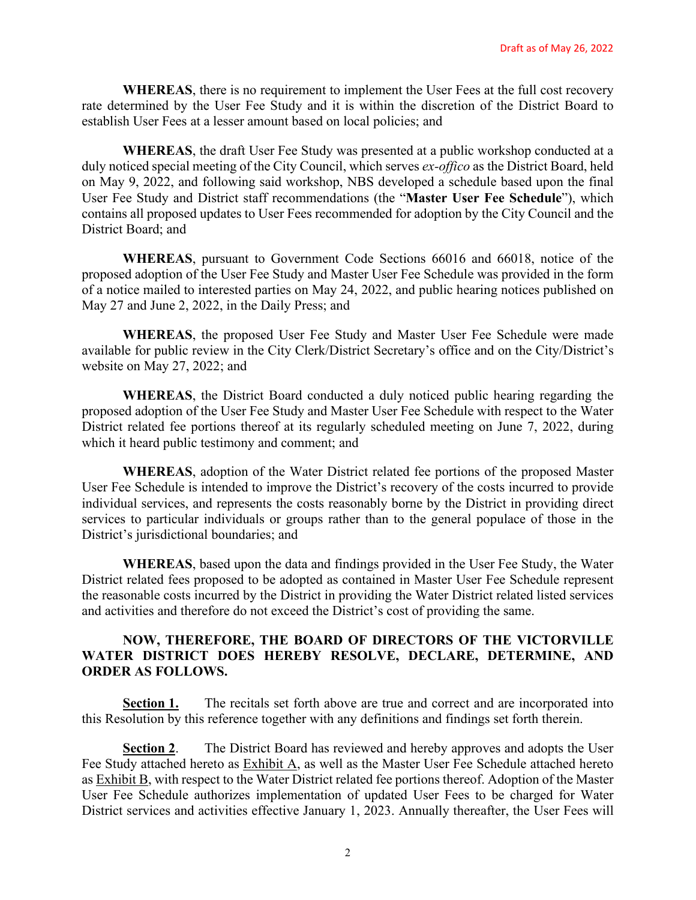Draft as of May 26, 2022

**WHEREAS**, there is no requirement to implement the User Fees at the full cost recovery rate determined by the User Fee Study and it is within the discretion of the District Board to establish User Fees at a lesser amount based on local policies; and

**WHEREAS**, the draft User Fee Study was presented at a public workshop conducted at a duly noticed special meeting of the City Council, which serves *ex-offico* as the District Board, held on May 9, 2022, and following said workshop, NBS developed a schedule based upon the final User Fee Study and District staff recommendations (the "**Master User Fee Schedule**"), which contains all proposed updates to User Fees recommended for adoption by the City Council and the District Board; and

**WHEREAS**, pursuant to Government Code Sections 66016 and 66018, notice of the proposed adoption of the User Fee Study and Master User Fee Schedule was provided in the form of a notice mailed to interested parties on May 24, 2022, and public hearing notices published on May 27 and June 2, 2022, in the Daily Press; and

**WHEREAS**, the proposed User Fee Study and Master User Fee Schedule were made available for public review in the City Clerk/District Secretary's office and on the City/District's website on May 27, 2022; and

**WHEREAS**, the District Board conducted a duly noticed public hearing regarding the proposed adoption of the User Fee Study and Master User Fee Schedule with respect to the Water District related fee portions thereof at its regularly scheduled meeting on June 7, 2022, during which it heard public testimony and comment; and

**WHEREAS**, adoption of the Water District related fee portions of the proposed Master User Fee Schedule is intended to improve the District's recovery of the costs incurred to provide individual services, and represents the costs reasonably borne by the District in providing direct services to particular individuals or groups rather than to the general populace of those in the District's jurisdictional boundaries; and

**WHEREAS**, based upon the data and findings provided in the User Fee Study, the Water District related fees proposed to be adopted as contained in Master User Fee Schedule represent the reasonable costs incurred by the District in providing the Water District related listed services and activities and therefore do not exceed the District's cost of providing the same.

**NOW, THEREFORE, THE BOARD OF DIRECTORS OF THE VICTORVILLE WATER DISTRICT DOES HEREBY RESOLVE, DECLARE, DETERMINE, AND ORDER AS FOLLOWS.**

**Section 1.** The recitals set forth above are true and correct and are incorporated into this Resolution by this reference together with any definitions and findings set forth therein.

**Section 2**. The District Board has reviewed and hereby approves and adopts the User Fee Study attached hereto as Exhibit A, as well as the Master User Fee Schedule attached hereto as Exhibit B, with respect to the Water District related fee portions thereof. Adoption of the Master User Fee Schedule authorizes implementation of updated User Fees to be charged for Water District services and activities effective January 1, 2023. Annually thereafter, the User Fees will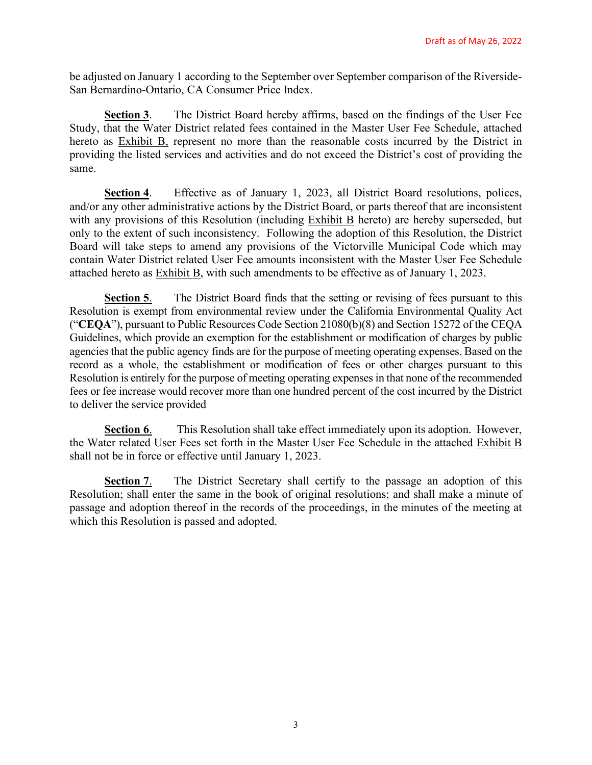be adjusted on January 1 according to the September over September comparison of the Riverside-San Bernardino-Ontario, CA Consumer Price Index.

**Section 3**. The District Board hereby affirms, based on the findings of the User Fee Study, that the Water District related fees contained in the Master User Fee Schedule, attached hereto as Exhibit B, represent no more than the reasonable costs incurred by the District in providing the listed services and activities and do not exceed the District's cost of providing the same.

**Section 4**. Effective as of January 1, 2023, all District Board resolutions, polices, and/or any other administrative actions by the District Board, or parts thereof that are inconsistent with any provisions of this Resolution (including Exhibit B hereto) are hereby superseded, but only to the extent of such inconsistency. Following the adoption of this Resolution, the District Board will take steps to amend any provisions of the Victorville Municipal Code which may contain Water District related User Fee amounts inconsistent with the Master User Fee Schedule attached hereto as Exhibit B, with such amendments to be effective as of January 1, 2023.

**Section 5**. The District Board finds that the setting or revising of fees pursuant to this Resolution is exempt from environmental review under the California Environmental Quality Act ("**CEQA**"), pursuant to Public Resources Code Section 21080(b)(8) and Section 15272 of the CEQA Guidelines, which provide an exemption for the establishment or modification of charges by public agencies that the public agency finds are for the purpose of meeting operating expenses. Based on the record as a whole, the establishment or modification of fees or other charges pursuant to this Resolution is entirely for the purpose of meeting operating expenses in that none of the recommended fees or fee increase would recover more than one hundred percent of the cost incurred by the District to deliver the service provided

**Section 6**. This Resolution shall take effect immediately upon its adoption. However, the Water related User Fees set forth in the Master User Fee Schedule in the attached Exhibit B shall not be in force or effective until January 1, 2023.

**Section 7**. The District Secretary shall certify to the passage an adoption of this Resolution; shall enter the same in the book of original resolutions; and shall make a minute of passage and adoption thereof in the records of the proceedings, in the minutes of the meeting at which this Resolution is passed and adopted.